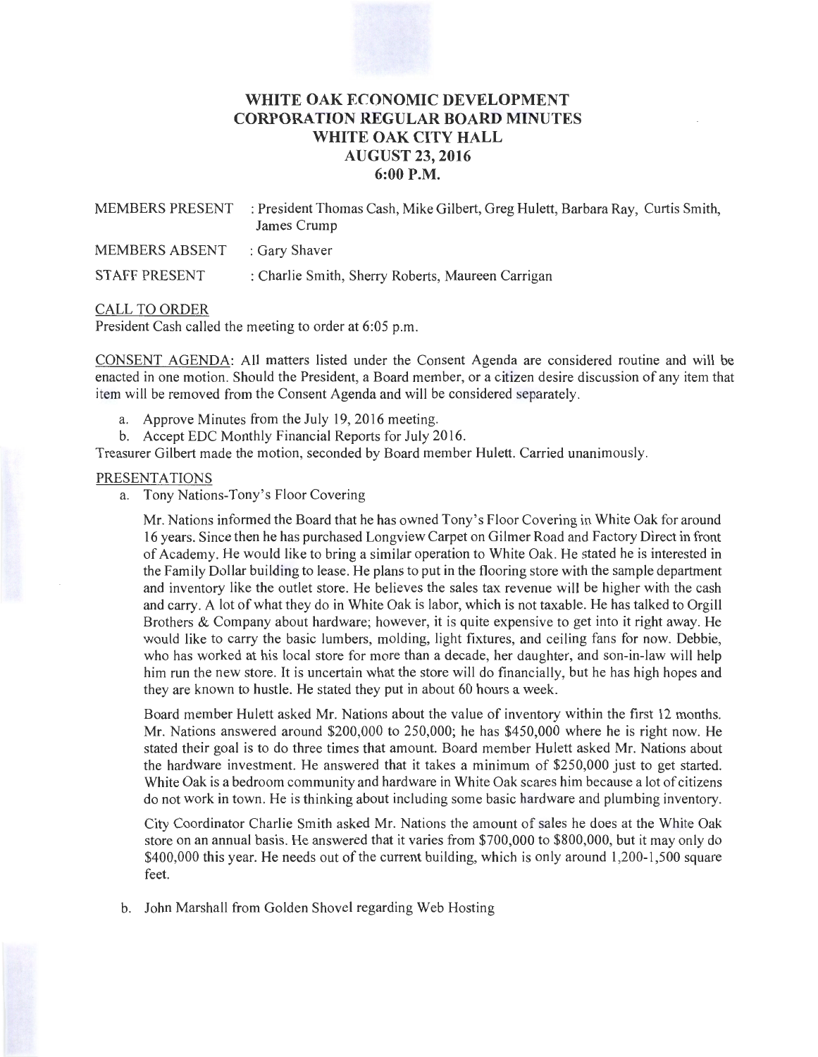# WHITE OAK ECONOMIC DEVELOPMENT CORPORATION REGULAR BOARD MINUTES
## WHITE OAK CITY HALL
## AUGUST 23, 2016
## 6:00 P.M.

MEMBERS PRESENT : President Thomas Cash, Mike Gilbert, Greg Hulett, Barbara Ray, Curtis Smith, James Crump

MEMBERS ABSENT : Gary Shaver

STAFF PRESENT : Charlie Smith, Sherry Roberts, Maureen Carrigan

CALL TO ORDER

President Cash called the meeting to order at 6:05 p.m.

CONSENT AGENDA: All matters listed under the Consent Agenda are considered routine and will be enacted in one motion. Should the President, a Board member, or a citizen desire discussion of any item that item will be removed from the Consent Agenda and will be considered separately.

a. Approve Minutes from the July 19, 2016 meeting.
b. Accept EDC Monthly Financial Reports for July 2016.

Treasurer Gilbert made the motion, seconded by Board member Hulett. Carried unanimously.

PRESENTATIONS

a. Tony Nations-Tony's Floor Covering

Mr. Nations informed the Board that he has owned Tony's Floor Covering in White Oak for around 16 years. Since then he has purchased Longview Carpet on Gilmer Road and Factory Direct in front of Academy. He would like to bring a similar operation to White Oak. He stated he is interested in the Family Dollar building to lease. He plans to put in the flooring store with the sample department and inventory like the outlet store. He believes the sales tax revenue will be higher with the cash and carry. A lot of what they do in White Oak is labor, which is not taxable. He has talked to Orgill Brothers & Company about hardware; however, it is quite expensive to get into it right away. He would like to carry the basic lumbers, molding, light fixtures, and ceiling fans for now. Debbie, who has worked at his local store for more than a decade, her daughter, and son-in-law will help him run the new store. It is uncertain what the store will do financially, but he has high hopes and they are known to hustle. He stated they put in about 60 hours a week.

Board member Hulett asked Mr. Nations about the value of inventory within the first 12 months. Mr. Nations answered around \$200,000 to 250,000; he has \$450,000 where he is right now. He stated their goal is to do three times that amount. Board member Hulett asked Mr. Nations about the hardware investment. He answered that it takes a minimum of \$250,000 just to get started. White Oak is a bedroom community and hardware in White Oak scares him because a lot of citizens do not work in town. He is thinking about including some basic hardware and plumbing inventory.

City Coordinator Charlie Smith asked Mr. Nations the amount of sales he does at the White Oak store on an annual basis. He answered that it varies from \$700,000 to \$800,000, but it may only do \$400,000 this year. He needs out of the current building, which is only around 1,200-1,500 square feet.

b. John Marshall from Golden Shovel regarding Web Hosting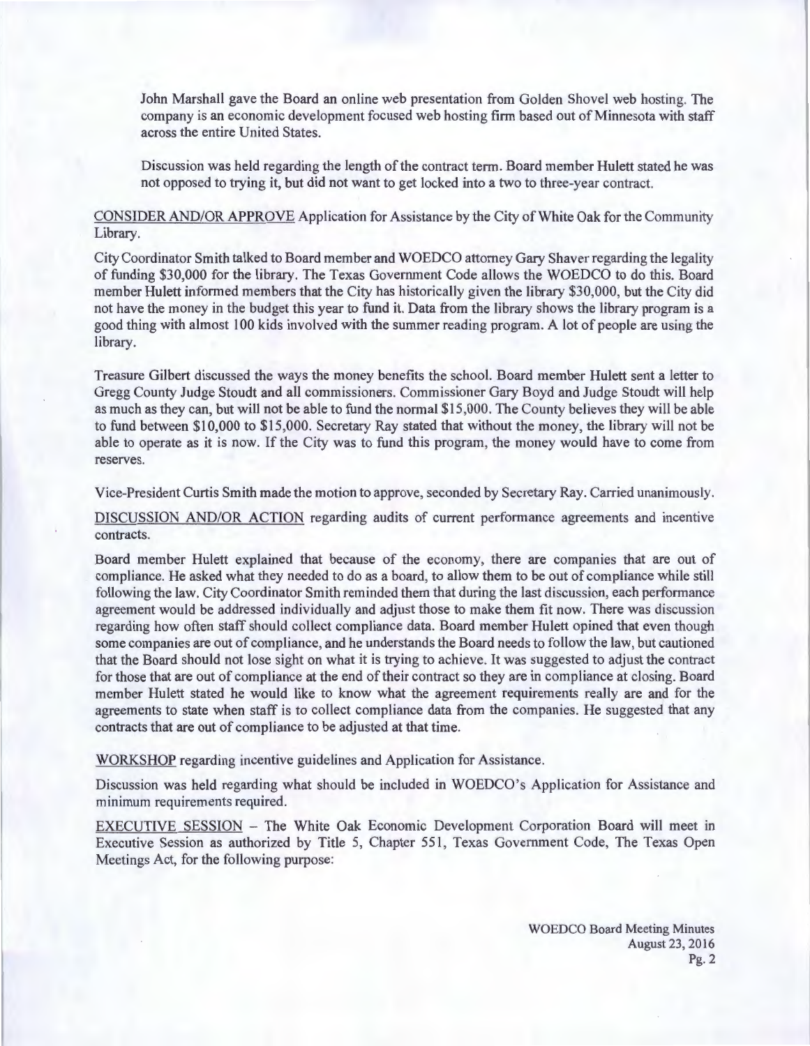John Marshall gave the Board an online web presentation from Golden Shovel web hosting. The company is an economic development focused web hosting firm based out of Minnesota with staff across the entire United States.

Discussion was held regarding the length of the contract term. Board member Hulett stated he was not opposed to trying it, but did not want to get locked into a two to three-year contract.

CONSIDER AND/OR APPROVE Application for Assistance by the City of White Oak for the Community Library.

City Coordinator Smith talked to Board member and WOEDCO attorney Gary Shaver regarding the legality of funding $30,000 for the library. The Texas Government Code allows the WOEDCO to do this. Board member Hulett informed members that the City has historically given the library $30,000, but the City did not have the money in the budget this year to fund it. Data from the library shows the library program is a good thing with almost 100 kids involved with the summer reading program. A lot of people are using the library.

Treasure Gilbert discussed the ways the money benefits the school. Board member Hulett sent a letter to Gregg County Judge Stoudt and all commissioners. Commissioner Gary Boyd and Judge Stoudt will help as much as they can, but will not be able to fund the normal $15,000. The County believes they will be able to fund between $10,000 to $15,000. Secretary Ray stated that without the money, the library will not be able to operate as it is now. If the City was to fund this program, the money would have to come from reserves.

Vice-President Curtis Smith made the motion to approve, seconded by Secretary Ray. Carried unanimously.

DISCUSSION AND/OR ACTION regarding audits of current performance agreements and incentive contracts.

Board member Hulett explained that because of the economy, there are companies that are out of compliance. He asked what they needed to do as a board, to allow them to be out of compliance while still following the law. City Coordinator Smith reminded them that during the last discussion, each performance agreement would be addressed individually and adjust those to make them fit now. There was discussion regarding how often staff should collect compliance data. Board member Hulett opined that even though some companies are out of compliance, and he understands the Board needs to follow the law, but cautioned that the Board should not lose sight on what it is trying to achieve. It was suggested to adjust the contract for those that are out of compliance at the end of their contract so they are in compliance at closing. Board member Hulett stated he would like to know what the agreement requirements really are and for the agreements to state when staff is to collect compliance data from the companies. He suggested that any contracts that are out of compliance to be adjusted at that time.

WORKSHOP regarding incentive guidelines and Application for Assistance.

Discussion was held regarding what should be included in WOEDCO's Application for Assistance and minimum requirements required.

EXECUTIVE SESSION – The White Oak Economic Development Corporation Board will meet in Executive Session as authorized by Title 5, Chapter 551, Texas Government Code, The Texas Open Meetings Act, for the following purpose: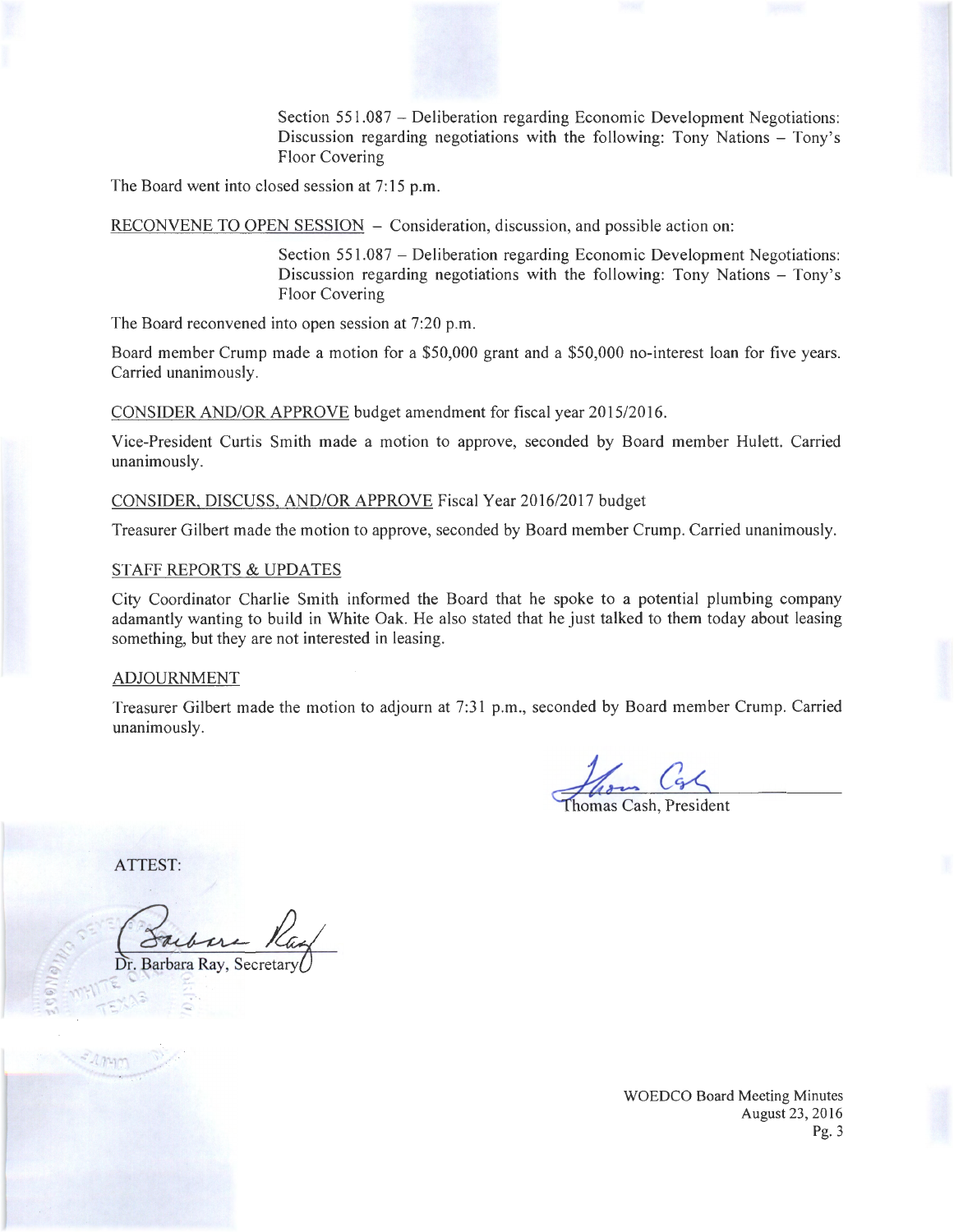Section 551.087 – Deliberation regarding Economic Development Negotiations: Discussion regarding negotiations with the following: Tony Nations – Tony's Floor Covering

The Board went into closed session at 7:15 p.m.

RECONVENE TO OPEN SESSION – Consideration, discussion, and possible action on:

Section 551.087 – Deliberation regarding Economic Development Negotiations: Discussion regarding negotiations with the following: Tony Nations – Tony's Floor Covering

The Board reconvened into open session at 7:20 p.m.

Board member Crump made a motion for a $50,000 grant and a $50,000 no-interest loan for five years. Carried unanimously.

CONSIDER AND/OR APPROVE budget amendment for fiscal year 2015/2016.

Vice-President Curtis Smith made a motion to approve, seconded by Board member Hulett. Carried unanimously.

CONSIDER, DISCUSS, AND/OR APPROVE Fiscal Year 2016/2017 budget

Treasurer Gilbert made the motion to approve, seconded by Board member Crump. Carried unanimously.

STAFF REPORTS & UPDATES

City Coordinator Charlie Smith informed the Board that he spoke to a potential plumbing company adamantly wanting to build in White Oak. He also stated that he just talked to them today about leasing something, but they are not interested in leasing.

ADJOURNMENT

Treasurer Gilbert made the motion to adjourn at 7:31 p.m., seconded by Board member Crump. Carried unanimously.

Thomas Cash, President

ATTEST:

Dr. Barbara Ray, Secretary

WOEDCO Board Meeting Minutes
August 23, 2016